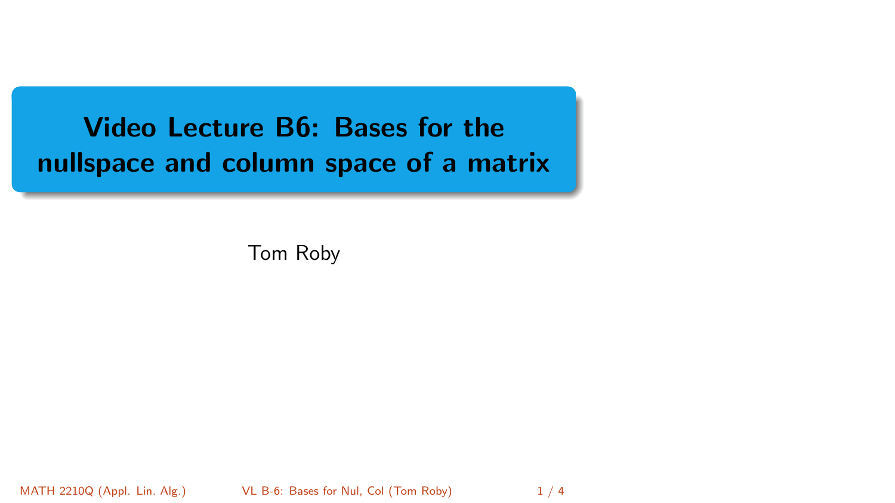# Video Lecture B6: Bases for the nullspace and column space of a matrix

Tom Roby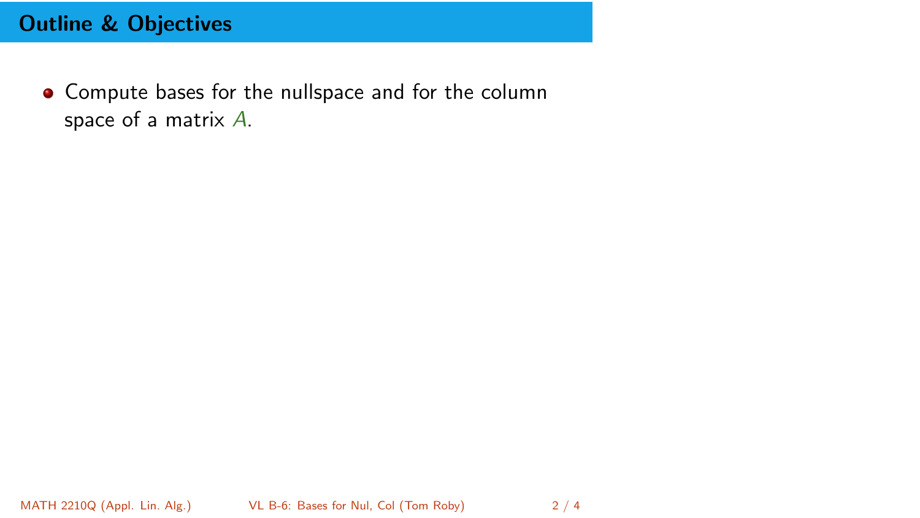## Outline & Objectives

- Compute bases for the nullspace and for the column space of a matrix $A$.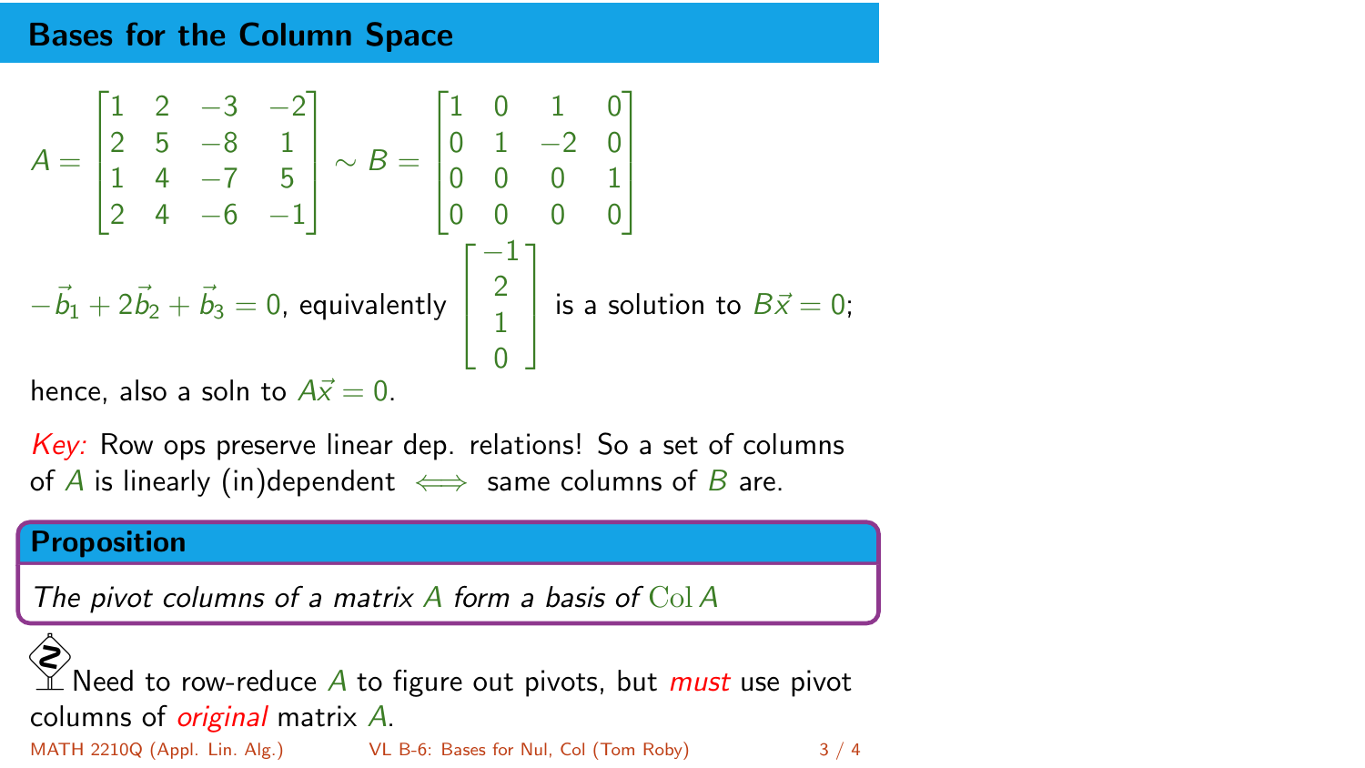## Bases for the Column Space

$$A = \begin{bmatrix} 1 & 2 & -3 & -2 \\ 2 & 5 & -8 & 1 \\ 1 & 4 & -7 & 5 \\ 2 & 4 & -6 & -1 \end{bmatrix} \sim B = \begin{bmatrix} 1 & 0 & 1 & 0 \\ 0 & 1 & -2 & 0 \\ 0 & 0 & 0 & 1 \\ 0 & 0 & 0 & 0 \end{bmatrix}$$

$-\vec{b}_1 + 2\vec{b}_2 + \vec{b}_3 = 0$, equivalently $\begin{bmatrix} -1 \\ 2 \\ 1 \\ 0 \end{bmatrix}$ is a solution to $B\vec{x} = 0$;

hence, also a soln to $A\vec{x} = 0$.

*Key:* Row ops preserve linear dep. relations! So a set of columns of $A$ is linearly (in)dependent $\iff$ same columns of $B$ are.

**Proposition**

*The pivot columns of a matrix $A$ form a basis of $\mathrm{Col}\, A$*

Need to row-reduce $A$ to figure out pivots, but *must* use pivot columns of *original* matrix $A$.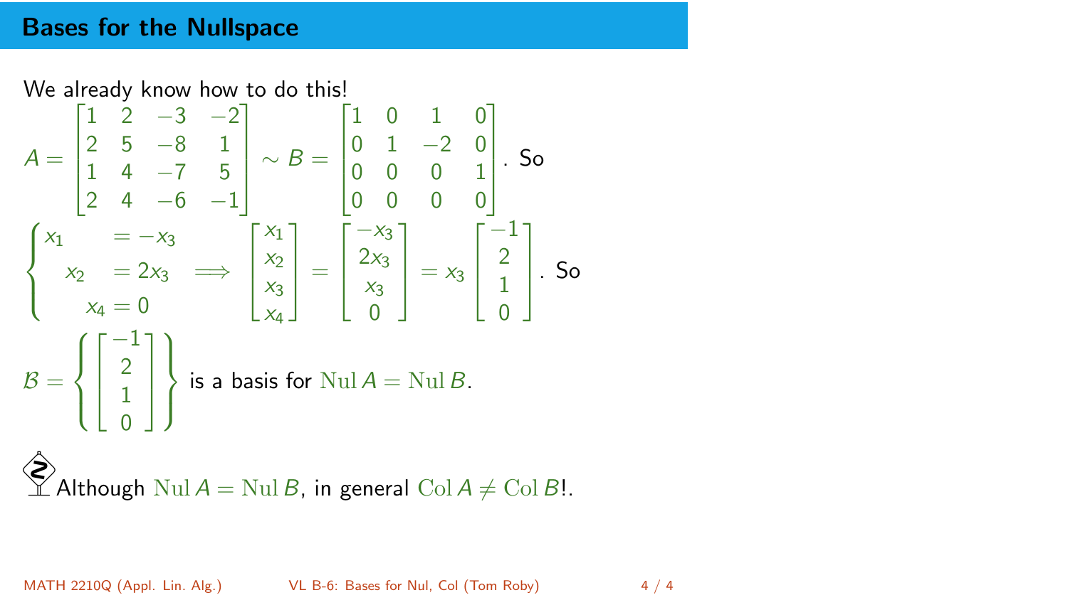# Bases for the Nullspace

We already know how to do this!

$$A = \begin{bmatrix} 1 & 2 & -3 & -2 \\ 2 & 5 & -8 & 1 \\ 1 & 4 & -7 & 5 \\ 2 & 4 & -6 & -1 \end{bmatrix} \sim B = \begin{bmatrix} 1 & 0 & 1 & 0 \\ 0 & 1 & -2 & 0 \\ 0 & 0 & 0 & 1 \\ 0 & 0 & 0 & 0 \end{bmatrix}. \text{ So}$$

$$\begin{cases} x_1 \quad = -x_3 \\ \quad x_2 \ = 2x_3 \\ \qquad x_4 = 0 \end{cases} \implies \begin{bmatrix} x_1 \\ x_2 \\ x_3 \\ x_4 \end{bmatrix} = \begin{bmatrix} -x_3 \\ 2x_3 \\ x_3 \\ 0 \end{bmatrix} = x_3 \begin{bmatrix} -1 \\ 2 \\ 1 \\ 0 \end{bmatrix}. \text{ So}$$

$\mathcal{B} = \left\{ \begin{bmatrix} -1 \\ 2 \\ 1 \\ 0 \end{bmatrix} \right\}$ is a basis for $\mathrm{Nul}\, A = \mathrm{Nul}\, B$.

Although $\mathrm{Nul}\, A = \mathrm{Nul}\, B$, in general $\mathrm{Col}\, A \neq \mathrm{Col}\, B$!.